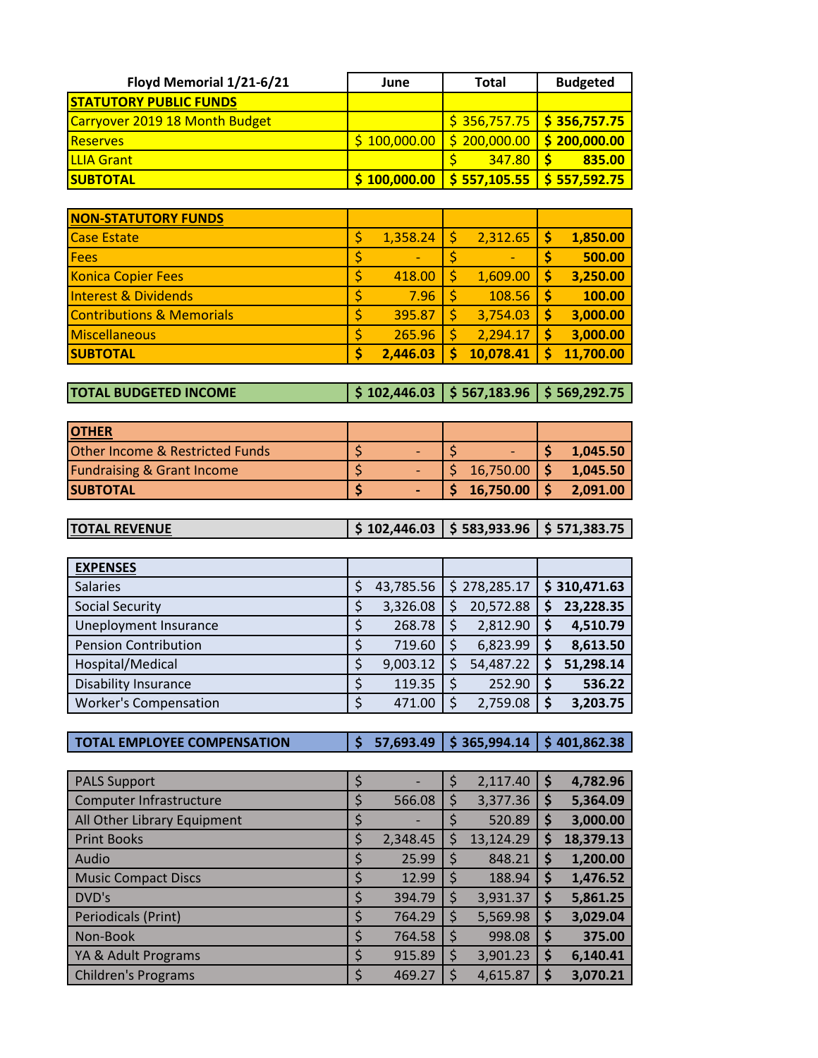| Floyd Memorial 1/21-6/21 | June | Total | Budgeted |
|---|---|---|---|
| **STATUTORY PUBLIC FUNDS** | | | |
| Carryover 2019 18 Month Budget | | $ 356,757.75 | **$ 356,757.75** |
| Reserves | $ 100,000.00 | $ 200,000.00 | **$ 200,000.00** |
| LLIA Grant | | $ 347.80 | **$ 835.00** |
| **SUBTOTAL** | **$ 100,000.00** | **$ 557,105.55** | **$ 557,592.75** |
| | | | |
| **NON-STATUTORY FUNDS** | | | |
| Case Estate | $ 1,358.24 | $ 2,312.65 | **$ 1,850.00** |
| Fees | $ - | $ - | **$ 500.00** |
| Konica Copier Fees | $ 418.00 | $ 1,609.00 | **$ 3,250.00** |
| Interest & Dividends | $ 7.96 | $ 108.56 | **$ 100.00** |
| Contributions & Memorials | $ 395.87 | $ 3,754.03 | **$ 3,000.00** |
| Miscellaneous | $ 265.96 | $ 2,294.17 | **$ 3,000.00** |
| **SUBTOTAL** | **$ 2,446.03** | **$ 10,078.41** | **$ 11,700.00** |
| | | | |
| **TOTAL BUDGETED INCOME** | **$ 102,446.03** | **$ 567,183.96** | **$ 569,292.75** |
| | | | |
| **OTHER** | | | |
| Other Income & Restricted Funds | $ - | $ - | **$ 1,045.50** |
| Fundraising & Grant Income | $ - | $ 16,750.00 | **$ 1,045.50** |
| **SUBTOTAL** | **$ -** | **$ 16,750.00** | **$ 2,091.00** |
| | | | |
| **TOTAL REVENUE** | **$ 102,446.03** | **$ 583,933.96** | **$ 571,383.75** |
| | | | |
| **EXPENSES** | | | |
| Salaries | $ 43,785.56 | $ 278,285.17 | **$ 310,471.63** |
| Social Security | $ 3,326.08 | $ 20,572.88 | **$ 23,228.35** |
| Uneployment Insurance | $ 268.78 | $ 2,812.90 | **$ 4,510.79** |
| Pension Contribution | $ 719.60 | $ 6,823.99 | **$ 8,613.50** |
| Hospital/Medical | $ 9,003.12 | $ 54,487.22 | **$ 51,298.14** |
| Disability Insurance | $ 119.35 | $ 252.90 | **$ 536.22** |
| Worker's Compensation | $ 471.00 | $ 2,759.08 | **$ 3,203.75** |
| | | | |
| **TOTAL EMPLOYEE COMPENSATION** | **$ 57,693.49** | **$ 365,994.14** | **$ 401,862.38** |
| | | | |
| PALS Support | $ - | $ 2,117.40 | **$ 4,782.96** |
| Computer Infrastructure | $ 566.08 | $ 3,377.36 | **$ 5,364.09** |
| All Other Library Equipment | $ - | $ 520.89 | **$ 3,000.00** |
| Print Books | $ 2,348.45 | $ 13,124.29 | **$ 18,379.13** |
| Audio | $ 25.99 | $ 848.21 | **$ 1,200.00** |
| Music Compact Discs | $ 12.99 | $ 188.94 | **$ 1,476.52** |
| DVD's | $ 394.79 | $ 3,931.37 | **$ 5,861.25** |
| Periodicals (Print) | $ 764.29 | $ 5,569.98 | **$ 3,029.04** |
| Non-Book | $ 764.58 | $ 998.08 | **$ 375.00** |
| YA & Adult Programs | $ 915.89 | $ 3,901.23 | **$ 6,140.41** |
| Children's Programs | $ 469.27 | $ 4,615.87 | **$ 3,070.21** |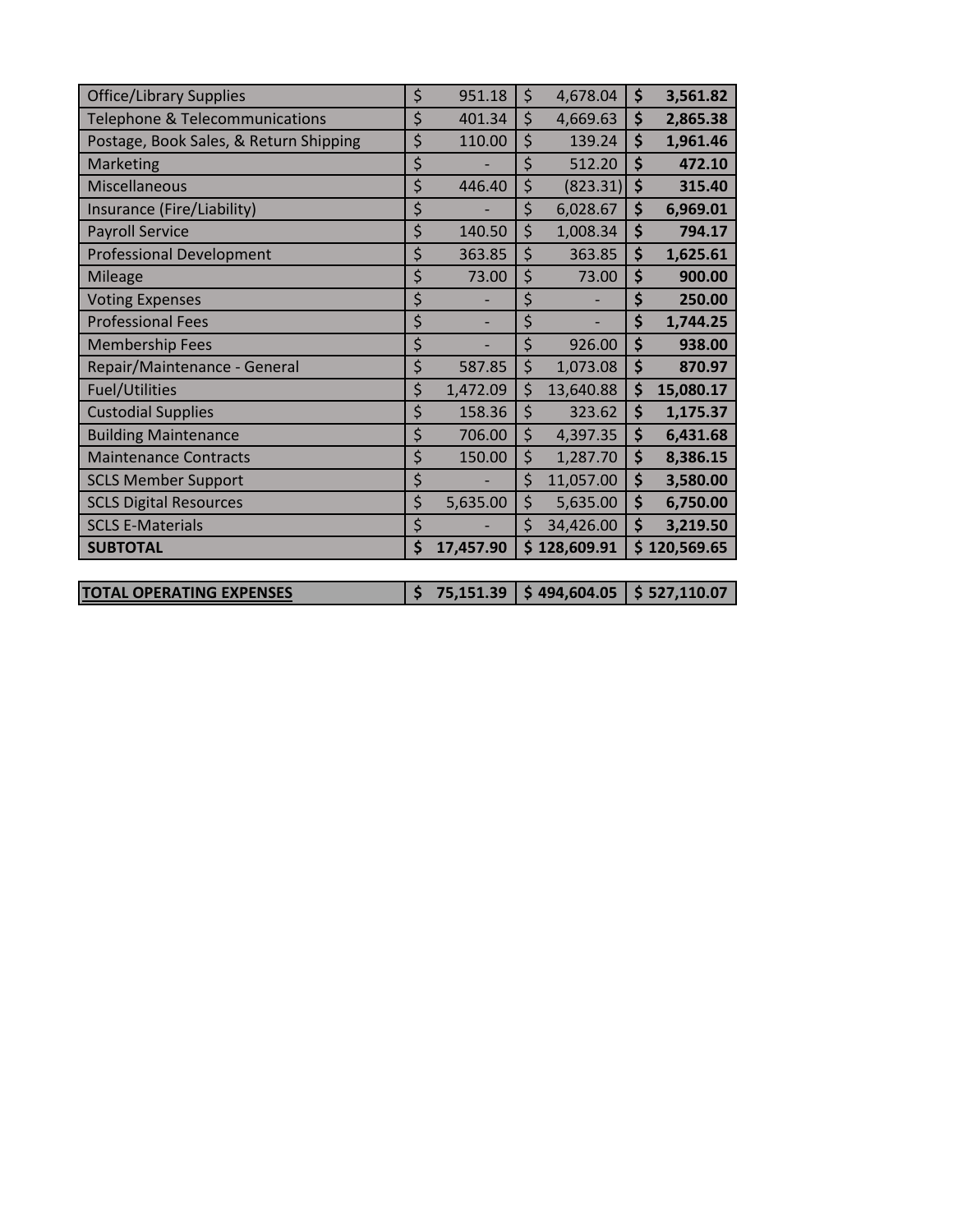| | | | |
|---|---|---|---|
| Office/Library Supplies | $ 951.18 | $ 4,678.04 | **$ 3,561.82** |
| Telephone & Telecommunications | $ 401.34 | $ 4,669.63 | **$ 2,865.38** |
| Postage, Book Sales, & Return Shipping | $ 110.00 | $ 139.24 | **$ 1,961.46** |
| Marketing | $ - | $ 512.20 | **$ 472.10** |
| Miscellaneous | $ 446.40 | $ (823.31) | **$ 315.40** |
| Insurance (Fire/Liability) | $ - | $ 6,028.67 | **$ 6,969.01** |
| Payroll Service | $ 140.50 | $ 1,008.34 | **$ 794.17** |
| Professional Development | $ 363.85 | $ 363.85 | **$ 1,625.61** |
| Mileage | $ 73.00 | $ 73.00 | **$ 900.00** |
| Voting Expenses | $ - | $ - | **$ 250.00** |
| Professional Fees | $ - | $ - | **$ 1,744.25** |
| Membership Fees | $ - | $ 926.00 | **$ 938.00** |
| Repair/Maintenance - General | $ 587.85 | $ 1,073.08 | **$ 870.97** |
| Fuel/Utilities | $ 1,472.09 | $ 13,640.88 | **$ 15,080.17** |
| Custodial Supplies | $ 158.36 | $ 323.62 | **$ 1,175.37** |
| Building Maintenance | $ 706.00 | $ 4,397.35 | **$ 6,431.68** |
| Maintenance Contracts | $ 150.00 | $ 1,287.70 | **$ 8,386.15** |
| SCLS Member Support | $ - | $ 11,057.00 | **$ 3,580.00** |
| SCLS Digital Resources | $ 5,635.00 | $ 5,635.00 | **$ 6,750.00** |
| SCLS E-Materials | $ - | $ 34,426.00 | **$ 3,219.50** |
| **SUBTOTAL** | **$ 17,457.90** | **$ 128,609.91** | **$ 120,569.65** |

| | | | |
|---|---|---|---|
| **TOTAL OPERATING EXPENSES** | **$ 75,151.39** | **$ 494,604.05** | **$ 527,110.07** |